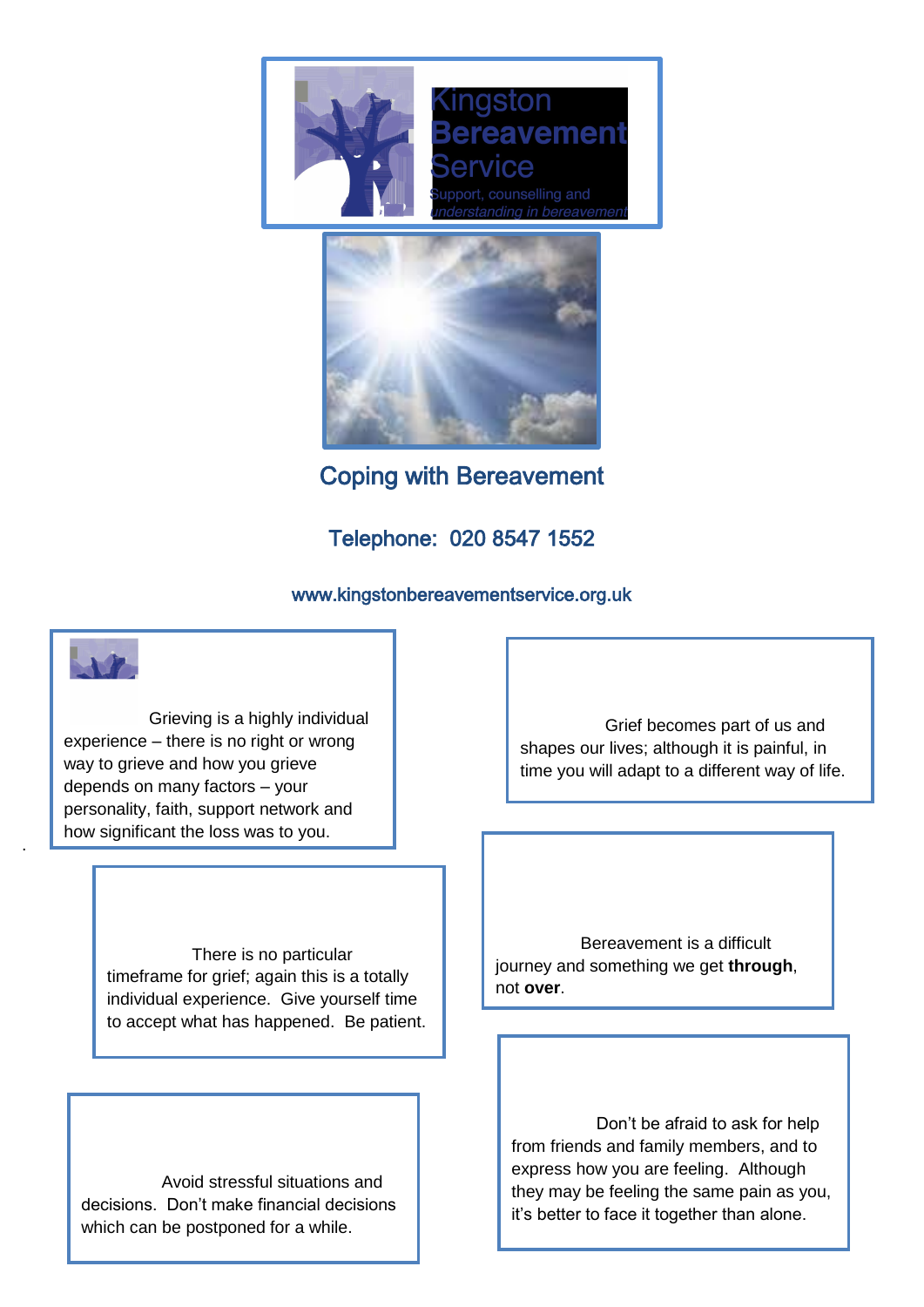# Kingston Bereavement Service

Support, counselling and *understanding in bereavement*

## Coping with Bereavement

**Telephone: 020 8547 1552**

www.kingstonbereavementservice.org.uk

Grieving is a highly individual experience – there is no right or wrong way to grieve and how you grieve depends on many factors – your personality, faith, support network and how significant the loss was to you.

Grief becomes part of us and shapes our lives; although it is painful, in time you will adapt to a different way of life.

There is no particular timeframe for grief; again this is a totally individual experience. Give yourself time to accept what has happened. Be patient.

Bereavement is a difficult journey and something we get **through**, not **over**.

Avoid stressful situations and decisions. Don't make financial decisions which can be postponed for a while.

Don't be afraid to ask for help from friends and family members, and to express how you are feeling. Although they may be feeling the same pain as you, it's better to face it together than alone.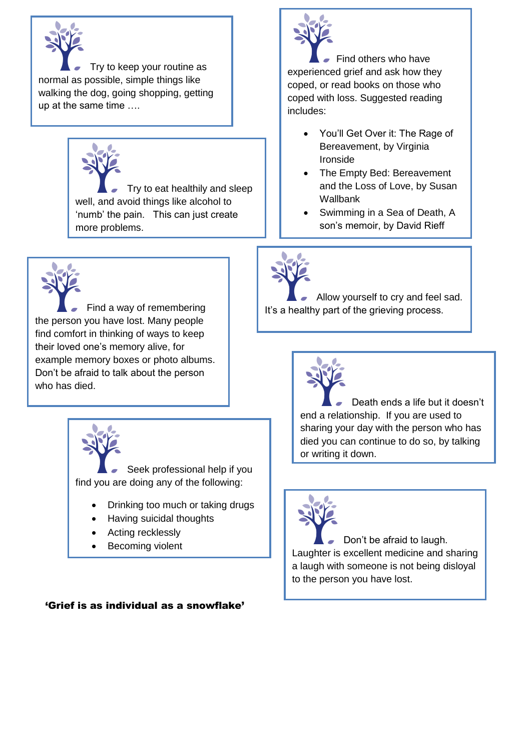Try to keep your routine as normal as possible, simple things like walking the dog, going shopping, getting up at the same time ….

Find others who have experienced grief and ask how they coped, or read books on those who coped with loss. Suggested reading includes:

- You'll Get Over it: The Rage of Bereavement, by Virginia Ironside
- The Empty Bed: Bereavement and the Loss of Love, by Susan Wallbank
- Swimming in a Sea of Death, A son's memoir, by David Rieff

Try to eat healthily and sleep well, and avoid things like alcohol to 'numb' the pain. This can just create more problems.

Find a way of remembering the person you have lost. Many people find comfort in thinking of ways to keep their loved one's memory alive, for example memory boxes or photo albums. Don't be afraid to talk about the person who has died.

Allow yourself to cry and feel sad. It's a healthy part of the grieving process.

Death ends a life but it doesn't end a relationship. If you are used to sharing your day with the person who has died you can continue to do so, by talking or writing it down.

Seek professional help if you find you are doing any of the following:

- Drinking too much or taking drugs
- Having suicidal thoughts
- Acting recklessly
- Becoming violent

Don't be afraid to laugh. Laughter is excellent medicine and sharing a laugh with someone is not being disloyal to the person you have lost.

**'Grief is as individual as a snowflake'**